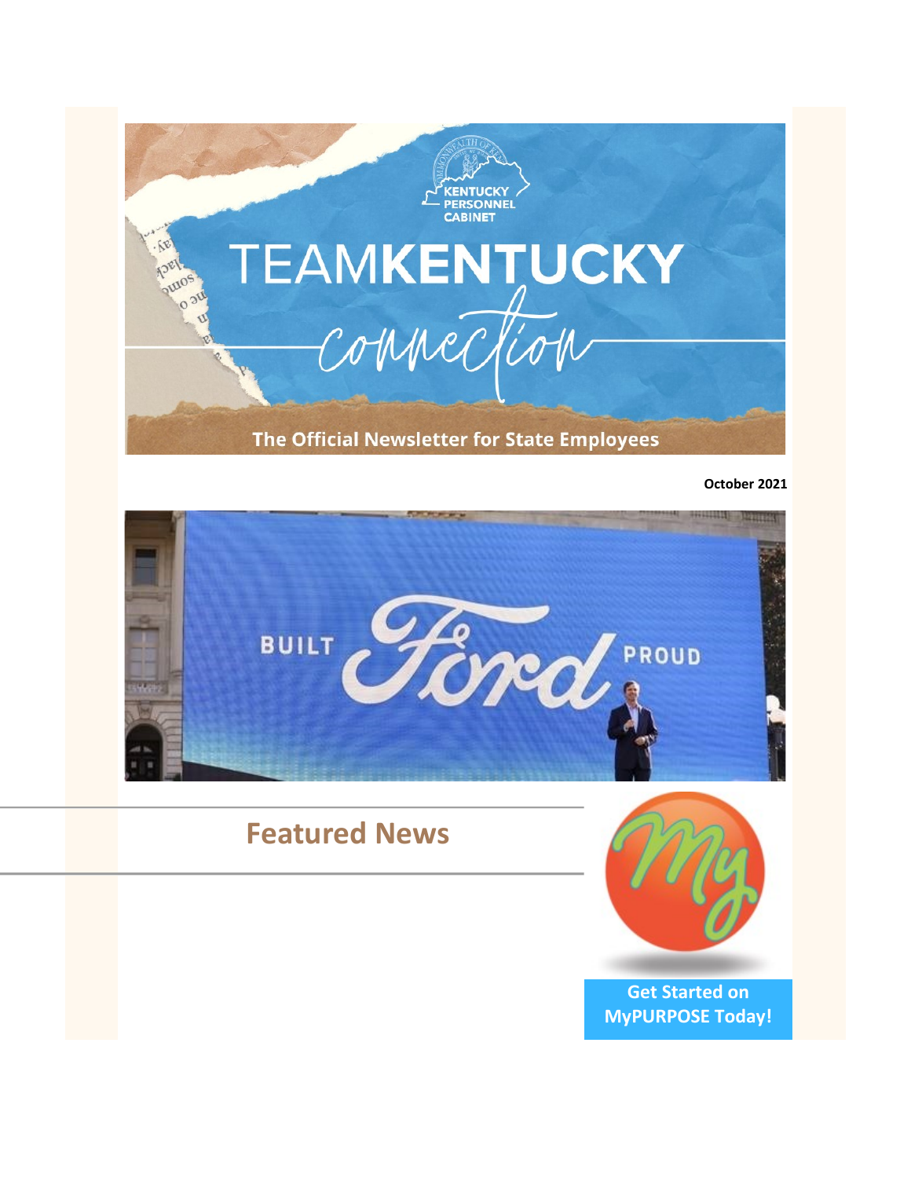KENTUCKY PERSONNEL CABINET

# TEAMKENTUCKY connection

The Official Newsletter for State Employees

**October 2021**

BUILT Ford PROUD

## Featured News

**Get Started on MyPURPOSE Today!**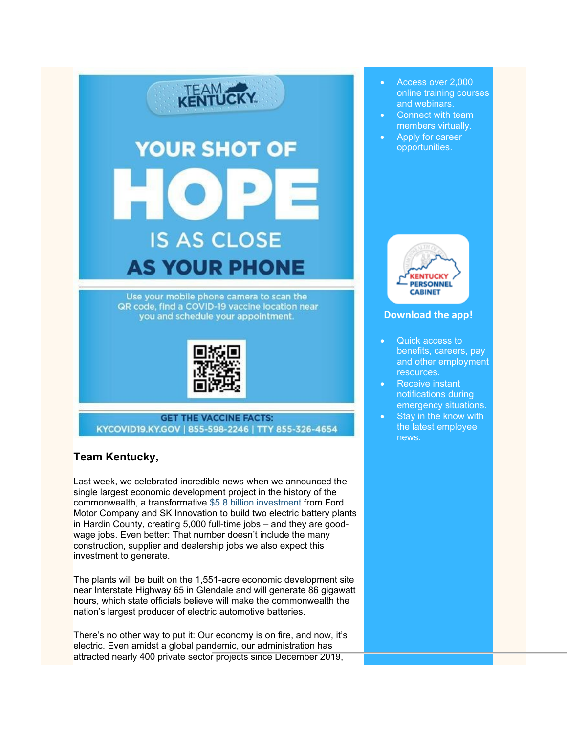TEAM KENTUCKY

YOUR SHOT OF

# HOPE

IS AS CLOSE

AS YOUR PHONE

Use your mobile phone camera to scan the QR code, find a COVID-19 vaccine location near you and schedule your appointment.

GET THE VACCINE FACTS:
KYCOVID19.KY.GOV | 855-598-2246 | TTY 855-326-4654

**Team Kentucky,**

Last week, we celebrated incredible news when we announced the single largest economic development project in the history of the commonwealth, a transformative $5.8 billion investment from Ford Motor Company and SK Innovation to build two electric battery plants in Hardin County, creating 5,000 full-time jobs – and they are good-wage jobs. Even better: That number doesn't include the many construction, supplier and dealership jobs we also expect this investment to generate.

The plants will be built on the 1,551-acre economic development site near Interstate Highway 65 in Glendale and will generate 86 gigawatt hours, which state officials believe will make the commonwealth the nation's largest producer of electric automotive batteries.

There's no other way to put it: Our economy is on fire, and now, it's electric. Even amidst a global pandemic, our administration has attracted nearly 400 private sector projects since December 2019,

- Access over 2,000 online training courses and webinars.
- Connect with team members virtually.
- Apply for career opportunities.

KENTUCKY PERSONNEL CABINET

**Download the app!**

- Quick access to benefits, careers, pay and other employment resources.
- Receive instant notifications during emergency situations.
- Stay in the know with the latest employee news.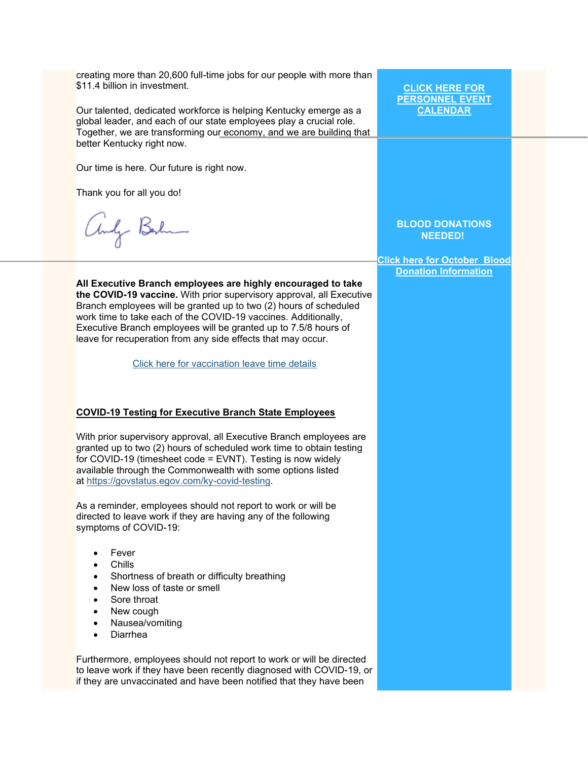creating more than 20,600 full-time jobs for our people with more than $11.4 billion in investment.

Our talented, dedicated workforce is helping Kentucky emerge as a global leader, and each of our state employees play a crucial role. Together, we are transforming our economy, and we are building that better Kentucky right now.

Our time is here. Our future is right now.

Thank you for all you do!

---

**All Executive Branch employees are highly encouraged to take the COVID-19 vaccine.** With prior supervisory approval, all Executive Branch employees will be granted up to two (2) hours of scheduled work time to take each of the COVID-19 vaccines. Additionally, Executive Branch employees will be granted up to 7.5/8 hours of leave for recuperation from any side effects that may occur.

Click here for vaccination leave time details

**COVID-19 Testing for Executive Branch State Employees**

With prior supervisory approval, all Executive Branch employees are granted up to two (2) hours of scheduled work time to obtain testing for COVID-19 (timesheet code = EVNT). Testing is now widely available through the Commonwealth with some options listed at https://govstatus.egov.com/ky-covid-testing.

As a reminder, employees should not report to work or will be directed to leave work if they are having any of the following symptoms of COVID-19:

- Fever
- Chills
- Shortness of breath or difficulty breathing
- New loss of taste or smell
- Sore throat
- New cough
- Nausea/vomiting
- Diarrhea

Furthermore, employees should not report to work or will be directed to leave work if they have been recently diagnosed with COVID-19, or if they are unvaccinated and have been notified that they have been

**CLICK HERE FOR PERSONNEL EVENT CALENDAR**

**BLOOD DONATIONS NEEDED!**

**Click here for October Blood Donation Information**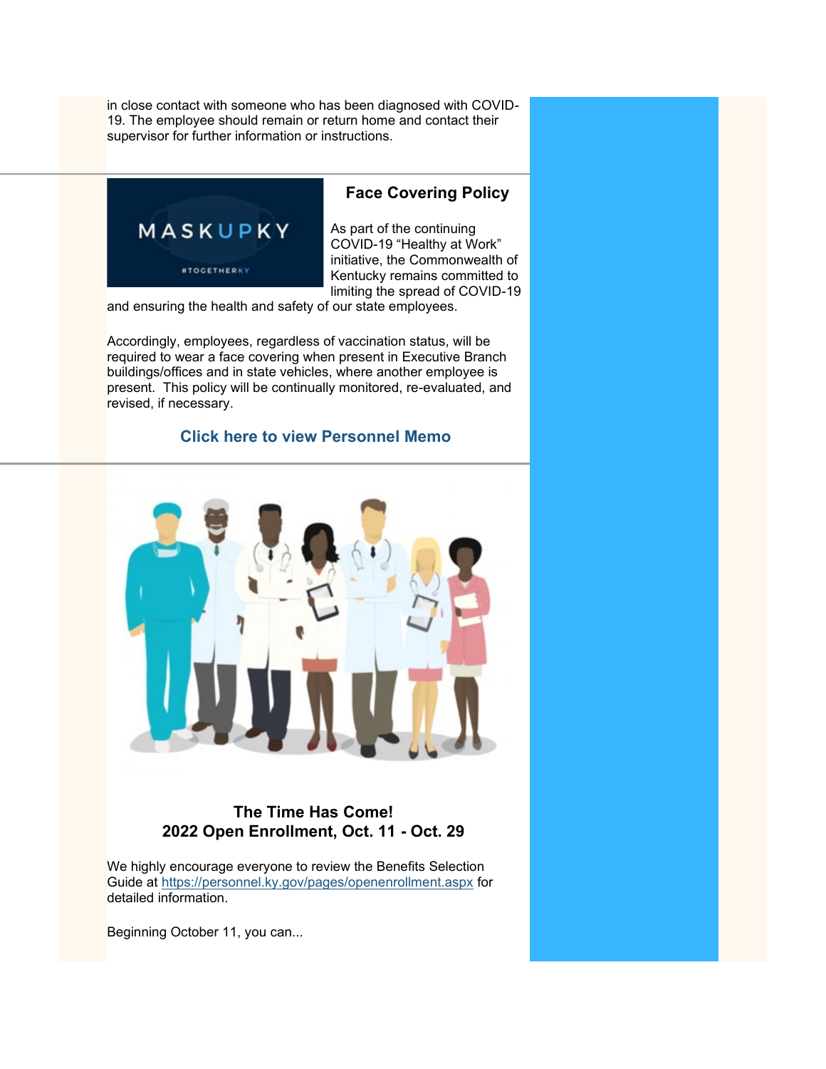in close contact with someone who has been diagnosed with COVID-19. The employee should remain or return home and contact their supervisor for further information or instructions.

### Face Covering Policy

As part of the continuing COVID-19 "Healthy at Work" initiative, the Commonwealth of Kentucky remains committed to limiting the spread of COVID-19 and ensuring the health and safety of our state employees.

Accordingly, employees, regardless of vaccination status, will be required to wear a face covering when present in Executive Branch buildings/offices and in state vehicles, where another employee is present. This policy will be continually monitored, re-evaluated, and revised, if necessary.

**Click here to view Personnel Memo**

### The Time Has Come!
### 2022 Open Enrollment, Oct. 11 - Oct. 29

We highly encourage everyone to review the Benefits Selection Guide at https://personnel.ky.gov/pages/openenrollment.aspx for detailed information.

Beginning October 11, you can...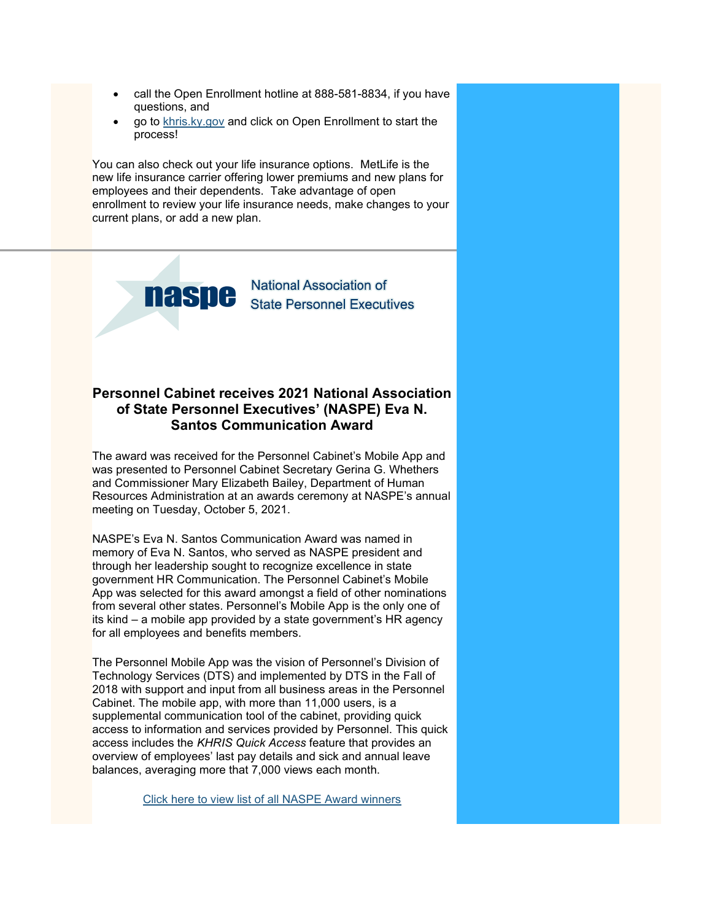- call the Open Enrollment hotline at 888-581-8834, if you have questions, and
- go to [khris.ky.gov](khris.ky.gov) and click on Open Enrollment to start the process!

You can also check out your life insurance options.  MetLife is the new life insurance carrier offering lower premiums and new plans for employees and their dependents.  Take advantage of open enrollment to review your life insurance needs, make changes to your current plans, or add a new plan.

---

naspe National Association of State Personnel Executives

## Personnel Cabinet receives 2021 National Association of State Personnel Executives' (NASPE) Eva N. Santos Communication Award

The award was received for the Personnel Cabinet's Mobile App and was presented to Personnel Cabinet Secretary Gerina G. Whethers and Commissioner Mary Elizabeth Bailey, Department of Human Resources Administration at an awards ceremony at NASPE's annual meeting on Tuesday, October 5, 2021.

NASPE's Eva N. Santos Communication Award was named in memory of Eva N. Santos, who served as NASPE president and through her leadership sought to recognize excellence in state government HR Communication. The Personnel Cabinet's Mobile App was selected for this award amongst a field of other nominations from several other states. Personnel's Mobile App is the only one of its kind – a mobile app provided by a state government's HR agency for all employees and benefits members.

The Personnel Mobile App was the vision of Personnel's Division of Technology Services (DTS) and implemented by DTS in the Fall of 2018 with support and input from all business areas in the Personnel Cabinet. The mobile app, with more than 11,000 users, is a supplemental communication tool of the cabinet, providing quick access to information and services provided by Personnel. This quick access includes the *KHRIS Quick Access* feature that provides an overview of employees' last pay details and sick and annual leave balances, averaging more that 7,000 views each month.

Click here to view list of all NASPE Award winners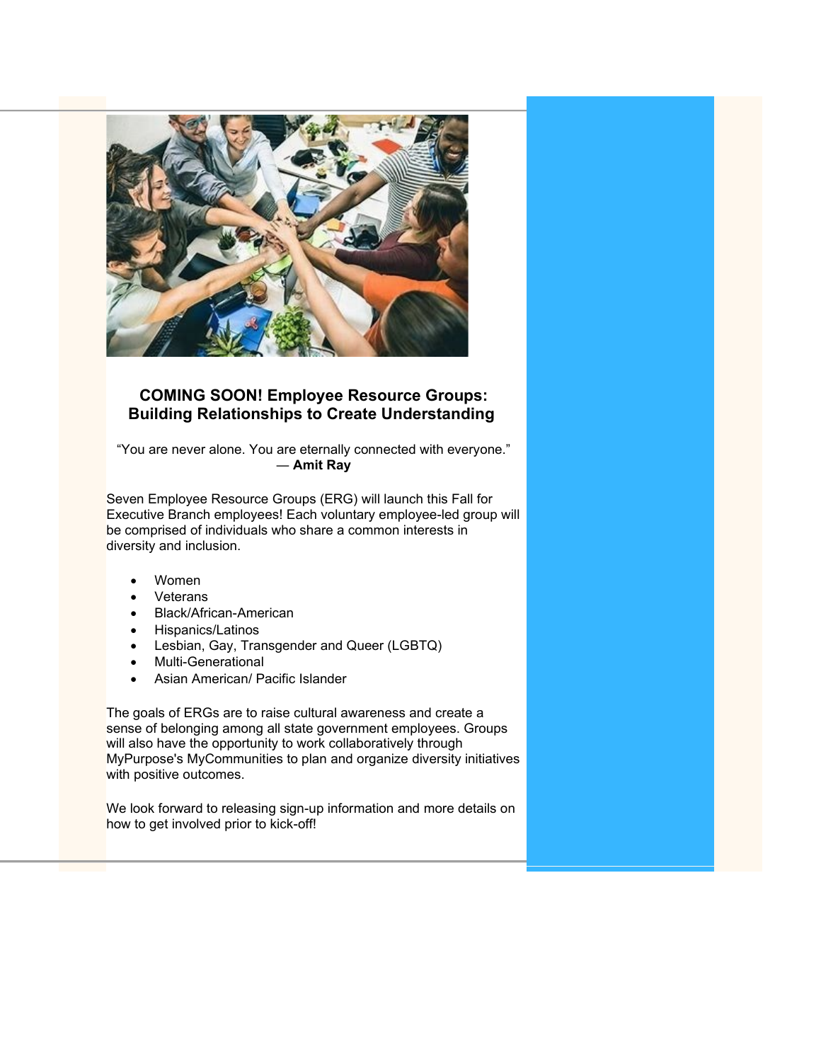## COMING SOON! Employee Resource Groups: Building Relationships to Create Understanding

“You are never alone. You are eternally connected with everyone.”
— **Amit Ray**

Seven Employee Resource Groups (ERG) will launch this Fall for Executive Branch employees! Each voluntary employee-led group will be comprised of individuals who share a common interests in diversity and inclusion.

- Women
- Veterans
- Black/African-American
- Hispanics/Latinos
- Lesbian, Gay, Transgender and Queer (LGBTQ)
- Multi-Generational
- Asian American/ Pacific Islander

The goals of ERGs are to raise cultural awareness and create a sense of belonging among all state government employees. Groups will also have the opportunity to work collaboratively through MyPurpose's MyCommunities to plan and organize diversity initiatives with positive outcomes.

We look forward to releasing sign-up information and more details on how to get involved prior to kick-off!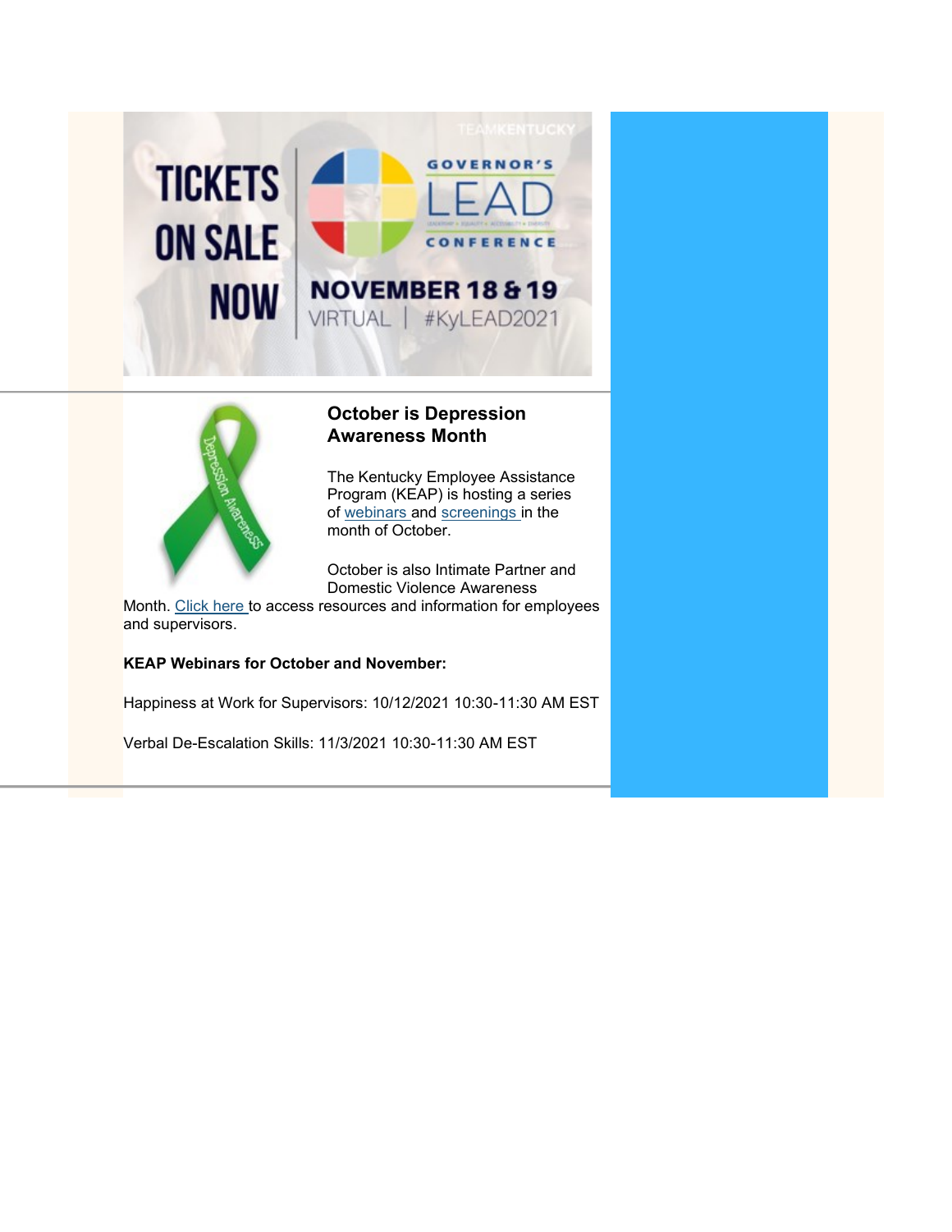TICKETS ON SALE NOW

GOVERNOR'S LEAD CONFERENCE

NOVEMBER 18 & 19

VIRTUAL | #KyLEAD2021

### October is Depression Awareness Month

The Kentucky Employee Assistance Program (KEAP) is hosting a series of webinars and screenings in the month of October.

October is also Intimate Partner and Domestic Violence Awareness Month. Click here to access resources and information for employees and supervisors.

**KEAP Webinars for October and November:**

Happiness at Work for Supervisors: 10/12/2021 10:30-11:30 AM EST

Verbal De-Escalation Skills: 11/3/2021 10:30-11:30 AM EST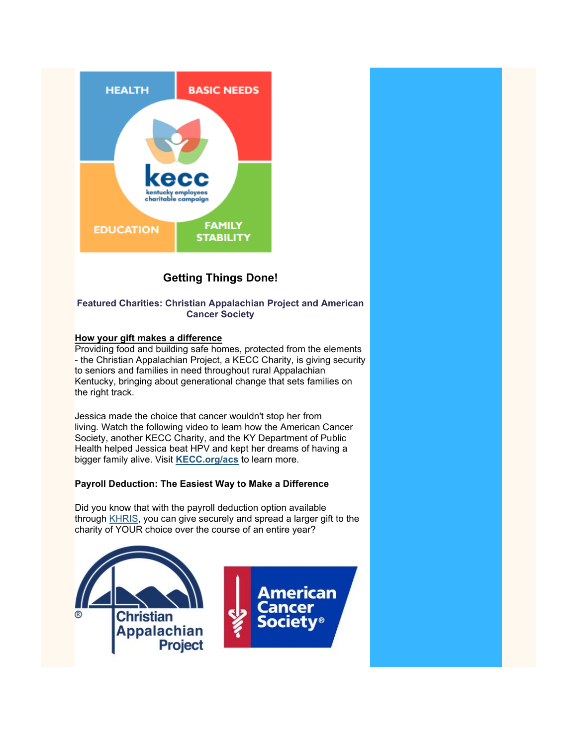## Getting Things Done!

**Featured Charities: Christian Appalachian Project and American Cancer Society**

**How your gift makes a difference**

Providing food and building safe homes, protected from the elements - the Christian Appalachian Project, a KECC Charity, is giving security to seniors and families in need throughout rural Appalachian Kentucky, bringing about generational change that sets families on the right track.

Jessica made the choice that cancer wouldn't stop her from living. Watch the following video to learn how the American Cancer Society, another KECC Charity, and the KY Department of Public Health helped Jessica beat HPV and kept her dreams of having a bigger family alive. Visit **KECC.org/acs** to learn more.

**Payroll Deduction: The Easiest Way to Make a Difference**

Did you know that with the payroll deduction option available through KHRIS, you can give securely and spread a larger gift to the charity of YOUR choice over the course of an entire year?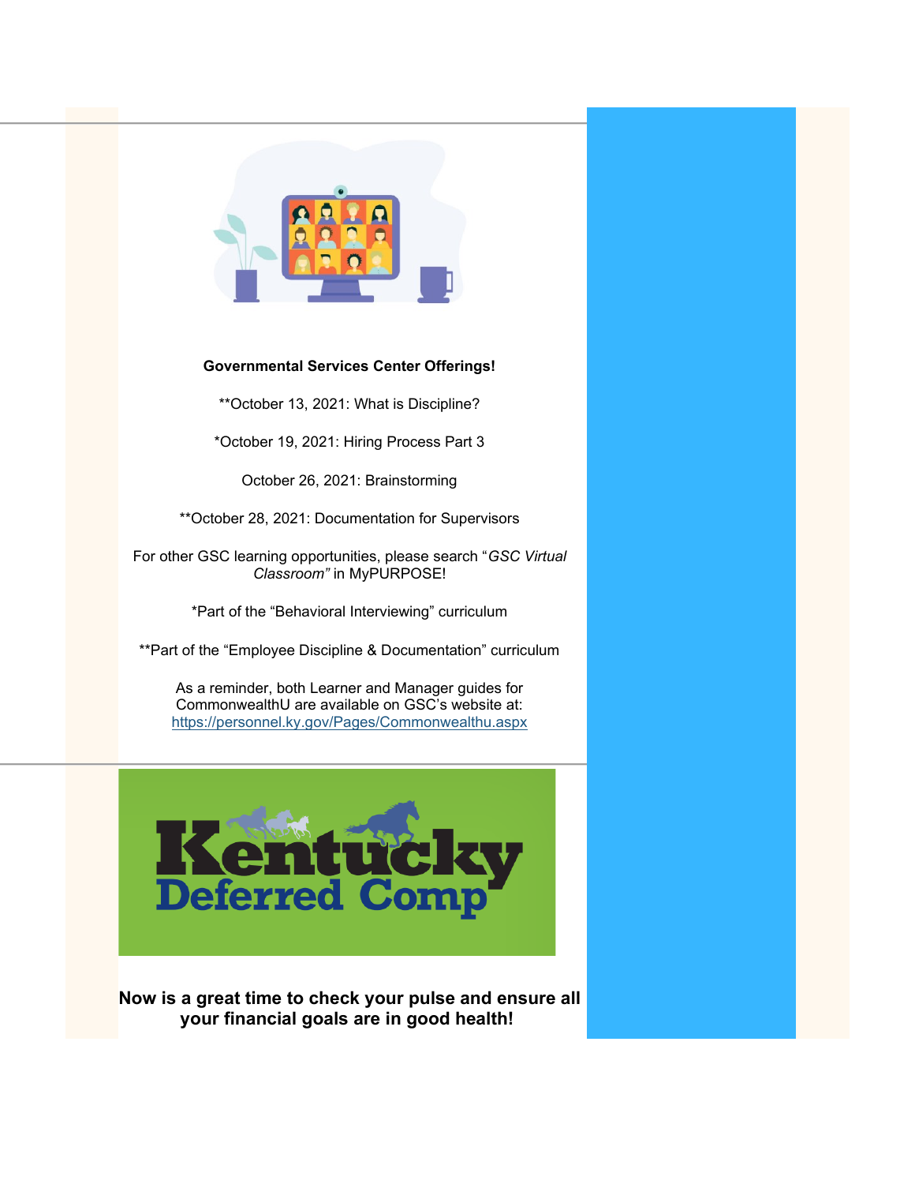**Governmental Services Center Offerings!**

**October 13, 2021: What is Discipline?

*October 19, 2021: Hiring Process Part 3

October 26, 2021: Brainstorming

**October 28, 2021: Documentation for Supervisors

For other GSC learning opportunities, please search "*GSC Virtual Classroom"* in MyPURPOSE!

*Part of the "Behavioral Interviewing" curriculum

**Part of the "Employee Discipline & Documentation" curriculum

As a reminder, both Learner and Manager guides for CommonwealthU are available on GSC's website at: https://personnel.ky.gov/Pages/Commonwealthu.aspx

Kentucky Deferred Comp

**Now is a great time to check your pulse and ensure all your financial goals are in good health!**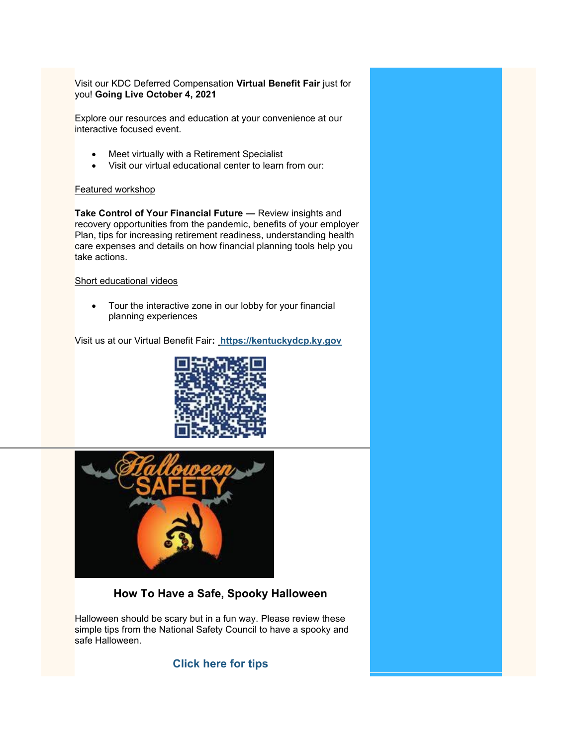Visit our KDC Deferred Compensation **Virtual Benefit Fair** just for you! **Going Live October 4, 2021**

Explore our resources and education at your convenience at our interactive focused event.

- Meet virtually with a Retirement Specialist
- Visit our virtual educational center to learn from our:

Featured workshop

**Take Control of Your Financial Future —** Review insights and recovery opportunities from the pandemic, benefits of your employer Plan, tips for increasing retirement readiness, understanding health care expenses and details on how financial planning tools help you take actions.

Short educational videos

- Tour the interactive zone in our lobby for your financial planning experiences

Visit us at our Virtual Benefit Fair**:** **https://kentuckydcp.ky.gov**

---

### How To Have a Safe, Spooky Halloween

Halloween should be scary but in a fun way. Please review these simple tips from the National Safety Council to have a spooky and safe Halloween.

**Click here for tips**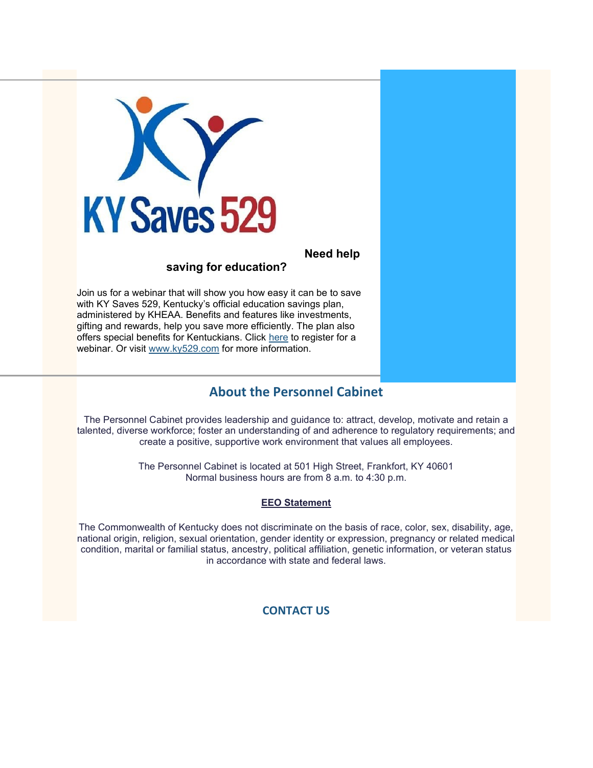KY Saves 529

**Need help saving for education?**

Join us for a webinar that will show you how easy it can be to save with KY Saves 529, Kentucky's official education savings plan, administered by KHEAA. Benefits and features like investments, gifting and rewards, help you save more efficiently. The plan also offers special benefits for Kentuckians. Click [here]() to register for a webinar. Or visit [www.ky529.com](www.ky529.com) for more information.

## About the Personnel Cabinet

The Personnel Cabinet provides leadership and guidance to: attract, develop, motivate and retain a talented, diverse workforce; foster an understanding of and adherence to regulatory requirements; and create a positive, supportive work environment that values all employees.

The Personnel Cabinet is located at 501 High Street, Frankfort, KY 40601
Normal business hours are from 8 a.m. to 4:30 p.m.

**EEO Statement**

The Commonwealth of Kentucky does not discriminate on the basis of race, color, sex, disability, age, national origin, religion, sexual orientation, gender identity or expression, pregnancy or related medical condition, marital or familial status, ancestry, political affiliation, genetic information, or veteran status in accordance with state and federal laws.

## CONTACT US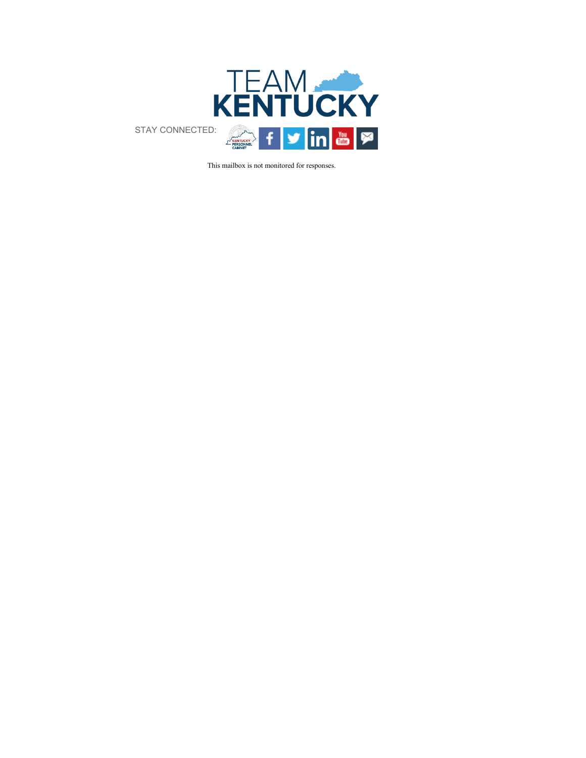TEAM KENTUCKY

STAY CONNECTED:

This mailbox is not monitored for responses.